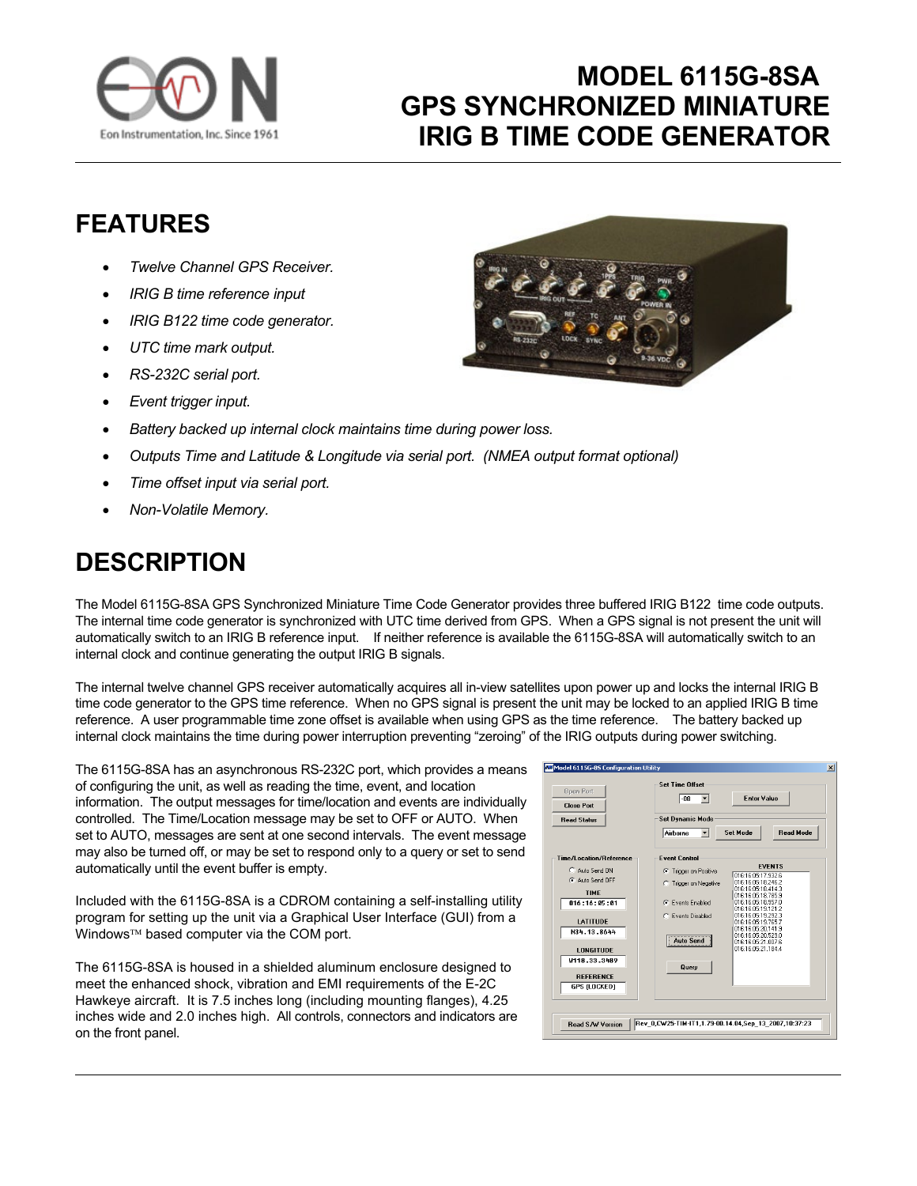# MODEL 6115G-8SA GPS SYNCHRONIZED MINIATURE IRIG B TIME CODE GENERATOR

## FEATURES

- *Twelve Channel GPS Receiver.*
- *IRIG B time reference input*
- *IRIG B122 time code generator.*
- *UTC time mark output.*
- *RS-232C serial port.*
- *Event trigger input.*
- *Battery backed up internal clock maintains time during power loss.*
- *Outputs Time and Latitude & Longitude via serial port. (NMEA output format optional)*
- *Time offset input via serial port.*
- *Non-Volatile Memory.*

## DESCRIPTION

The Model 6115G-8SA GPS Synchronized Miniature Time Code Generator provides three buffered IRIG B122 time code outputs. The internal time code generator is synchronized with UTC time derived from GPS. When a GPS signal is not present the unit will automatically switch to an IRIG B reference input. If neither reference is available the 6115G-8SA will automatically switch to an internal clock and continue generating the output IRIG B signals.

The internal twelve channel GPS receiver automatically acquires all in-view satellites upon power up and locks the internal IRIG B time code generator to the GPS time reference. When no GPS signal is present the unit may be locked to an applied IRIG B time reference. A user programmable time zone offset is available when using GPS as the time reference. The battery backed up internal clock maintains the time during power interruption preventing "zeroing" of the IRIG outputs during power switching.

The 6115G-8SA has an asynchronous RS-232C port, which provides a means of configuring the unit, as well as reading the time, event, and location information. The output messages for time/location and events are individually controlled. The Time/Location message may be set to OFF or AUTO. When set to AUTO, messages are sent at one second intervals. The event message may also be turned off, or may be set to respond only to a query or set to send automatically until the event buffer is empty.

Included with the 6115G-8SA is a CDROM containing a self-installing utility program for setting up the unit via a Graphical User Interface (GUI) from a Windows™ based computer via the COM port.

The 6115G-8SA is housed in a shielded aluminum enclosure designed to meet the enhanced shock, vibration and EMI requirements of the E-2C Hawkeye aircraft. It is 7.5 inches long (including mounting flanges), 4.25 inches wide and 2.0 inches high. All controls, connectors and indicators are on the front panel.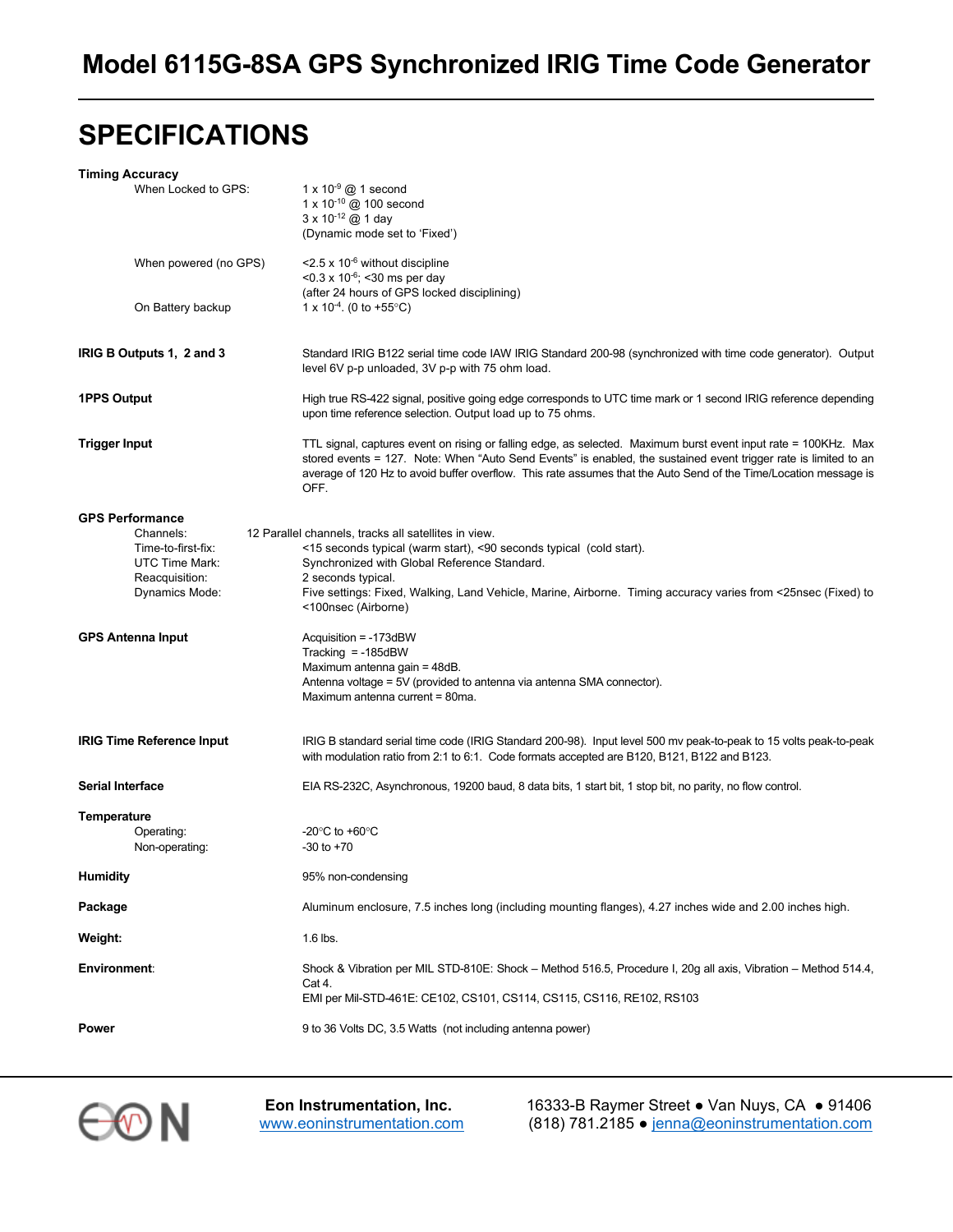# Model 6115G-8SA GPS Synchronized IRIG Time Code Generator

## SPECIFICATIONS

**Timing Accuracy**

| | |
|---|---|
| When Locked to GPS: | $1 \times 10^{-9}$ @ 1 second<br>$1 \times 10^{-10}$ @ 100 second<br>$3 \times 10^{-12}$ @ 1 day<br>(Dynamic mode set to 'Fixed') |
| When powered (no GPS) | $<2.5 \times 10^{-6}$ without discipline<br>$<0.3 \times 10^{-6}$; <30 ms per day<br>(after 24 hours of GPS locked disciplining) |
| On Battery backup | $1 \times 10^{-4}$. (0 to +55°C) |

**IRIG B Outputs 1, 2 and 3**

Standard IRIG B122 serial time code IAW IRIG Standard 200-98 (synchronized with time code generator). Output level 6V p-p unloaded, 3V p-p with 75 ohm load.

**1PPS Output**

High true RS-422 signal, positive going edge corresponds to UTC time mark or 1 second IRIG reference depending upon time reference selection. Output load up to 75 ohms.

**Trigger Input**

TTL signal, captures event on rising or falling edge, as selected. Maximum burst event input rate = 100KHz. Max stored events = 127. Note: When "Auto Send Events" is enabled, the sustained event trigger rate is limited to an average of 120 Hz to avoid buffer overflow. This rate assumes that the Auto Send of the Time/Location message is OFF.

**GPS Performance**

| | |
|---|---|
| Channels: | 12 Parallel channels, tracks all satellites in view. |
| Time-to-first-fix: | <15 seconds typical (warm start), <90 seconds typical (cold start). |
| UTC Time Mark: | Synchronized with Global Reference Standard. |
| Reacquisition: | 2 seconds typical. |
| Dynamics Mode: | Five settings: Fixed, Walking, Land Vehicle, Marine, Airborne. Timing accuracy varies from <25nsec (Fixed) to <100nsec (Airborne) |

**GPS Antenna Input**

Acquisition = -173dBW
Tracking = -185dBW
Maximum antenna gain = 48dB.
Antenna voltage = 5V (provided to antenna via antenna SMA connector).
Maximum antenna current = 80ma.

**IRIG Time Reference Input**

IRIG B standard serial time code (IRIG Standard 200-98). Input level 500 mv peak-to-peak to 15 volts peak-to-peak with modulation ratio from 2:1 to 6:1. Code formats accepted are B120, B121, B122 and B123.

**Serial Interface**

EIA RS-232C, Asynchronous, 19200 baud, 8 data bits, 1 start bit, 1 stop bit, no parity, no flow control.

**Temperature**

| | |
|---|---|
| Operating: | -20°C to +60°C |
| Non-operating: | -30 to +70 |

**Humidity**

95% non-condensing

**Package**

Aluminum enclosure, 7.5 inches long (including mounting flanges), 4.27 inches wide and 2.00 inches high.

**Weight:**

1.6 lbs.

**Environment**:

Shock & Vibration per MIL STD-810E: Shock – Method 516.5, Procedure I, 20g all axis, Vibration – Method 514.4, Cat 4.
EMI per Mil-STD-461E: CE102, CS101, CS114, CS115, CS116, RE102, RS103

**Power**

9 to 36 Volts DC, 3.5 Watts (not including antenna power)

**Eon Instrumentation, Inc.**
www.eoninstrumentation.com

16333-B Raymer Street ● Van Nuys, CA ● 91406
(818) 781.2185 ● jenna@eoninstrumentation.com